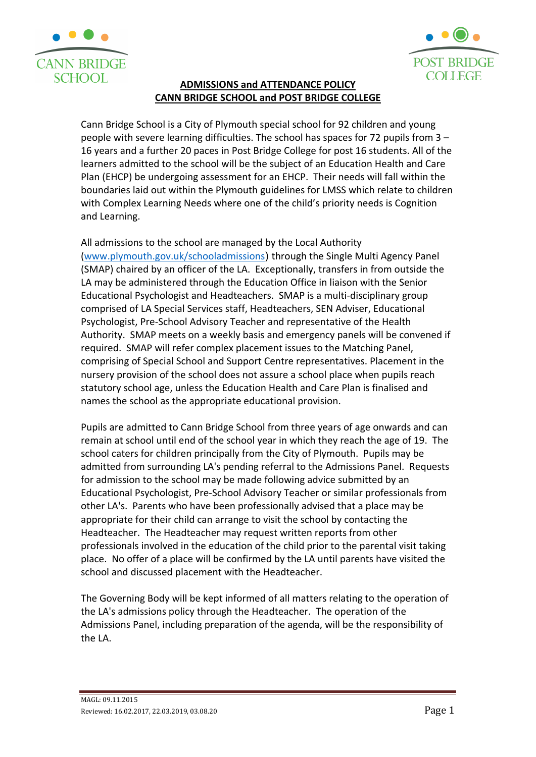CANN BRIDGE SCHOOL

POST BRIDGE COLLEGE

# ADMISSIONS and ATTENDANCE POLICY
# CANN BRIDGE SCHOOL and POST BRIDGE COLLEGE

Cann Bridge School is a City of Plymouth special school for 92 children and young people with severe learning difficulties. The school has spaces for 72 pupils from 3 – 16 years and a further 20 paces in Post Bridge College for post 16 students. All of the learners admitted to the school will be the subject of an Education Health and Care Plan (EHCP) be undergoing assessment for an EHCP. Their needs will fall within the boundaries laid out within the Plymouth guidelines for LMSS which relate to children with Complex Learning Needs where one of the child's priority needs is Cognition and Learning.

All admissions to the school are managed by the Local Authority (www.plymouth.gov.uk/schooladmissions) through the Single Multi Agency Panel (SMAP) chaired by an officer of the LA. Exceptionally, transfers in from outside the LA may be administered through the Education Office in liaison with the Senior Educational Psychologist and Headteachers. SMAP is a multi-disciplinary group comprised of LA Special Services staff, Headteachers, SEN Adviser, Educational Psychologist, Pre-School Advisory Teacher and representative of the Health Authority. SMAP meets on a weekly basis and emergency panels will be convened if required. SMAP will refer complex placement issues to the Matching Panel, comprising of Special School and Support Centre representatives. Placement in the nursery provision of the school does not assure a school place when pupils reach statutory school age, unless the Education Health and Care Plan is finalised and names the school as the appropriate educational provision.

Pupils are admitted to Cann Bridge School from three years of age onwards and can remain at school until end of the school year in which they reach the age of 19. The school caters for children principally from the City of Plymouth. Pupils may be admitted from surrounding LA's pending referral to the Admissions Panel. Requests for admission to the school may be made following advice submitted by an Educational Psychologist, Pre-School Advisory Teacher or similar professionals from other LA's. Parents who have been professionally advised that a place may be appropriate for their child can arrange to visit the school by contacting the Headteacher. The Headteacher may request written reports from other professionals involved in the education of the child prior to the parental visit taking place. No offer of a place will be confirmed by the LA until parents have visited the school and discussed placement with the Headteacher.

The Governing Body will be kept informed of all matters relating to the operation of the LA's admissions policy through the Headteacher. The operation of the Admissions Panel, including preparation of the agenda, will be the responsibility of the LA.

MAGL: 09.11.2015
Reviewed: 16.02.2017, 22.03.2019, 03.08.20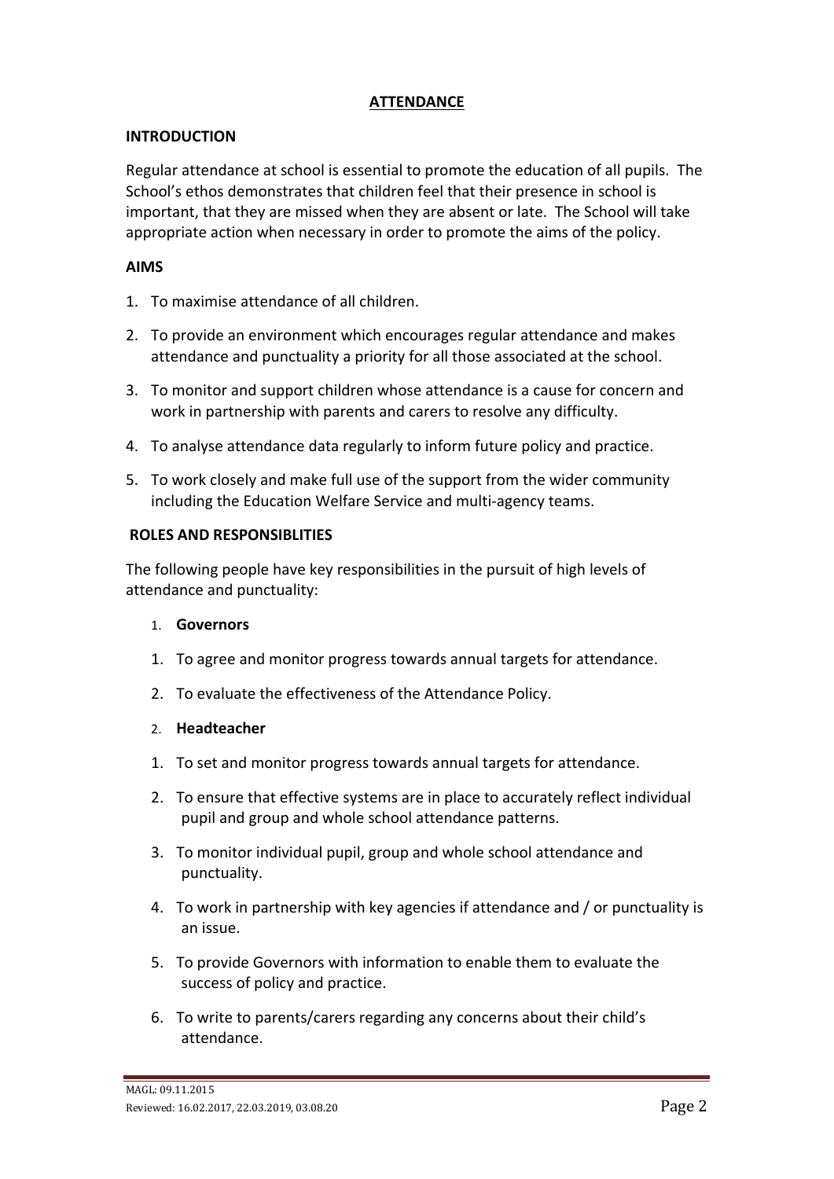# ATTENDANCE

## INTRODUCTION

Regular attendance at school is essential to promote the education of all pupils. The School's ethos demonstrates that children feel that their presence in school is important, that they are missed when they are absent or late. The School will take appropriate action when necessary in order to promote the aims of the policy.

## AIMS

1. To maximise attendance of all children.
2. To provide an environment which encourages regular attendance and makes attendance and punctuality a priority for all those associated at the school.
3. To monitor and support children whose attendance is a cause for concern and work in partnership with parents and carers to resolve any difficulty.
4. To analyse attendance data regularly to inform future policy and practice.
5. To work closely and make full use of the support from the wider community including the Education Welfare Service and multi-agency teams.

## ROLES AND RESPONSIBLITIES

The following people have key responsibilities in the pursuit of high levels of attendance and punctuality:

### 1. Governors

1. To agree and monitor progress towards annual targets for attendance.
2. To evaluate the effectiveness of the Attendance Policy.

### 2. Headteacher

1. To set and monitor progress towards annual targets for attendance.
2. To ensure that effective systems are in place to accurately reflect individual pupil and group and whole school attendance patterns.
3. To monitor individual pupil, group and whole school attendance and punctuality.
4. To work in partnership with key agencies if attendance and / or punctuality is an issue.
5. To provide Governors with information to enable them to evaluate the success of policy and practice.
6. To write to parents/carers regarding any concerns about their child's attendance.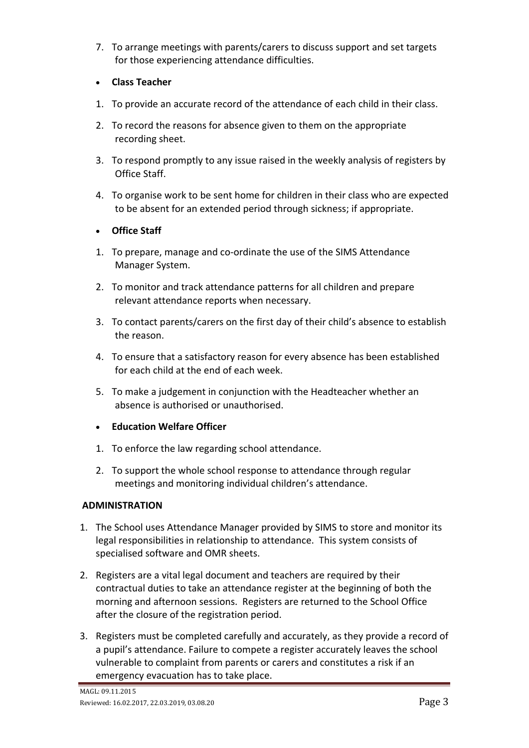7. To arrange meetings with parents/carers to discuss support and set targets for those experiencing attendance difficulties.

- **Class Teacher**

1. To provide an accurate record of the attendance of each child in their class.
2. To record the reasons for absence given to them on the appropriate recording sheet.
3. To respond promptly to any issue raised in the weekly analysis of registers by Office Staff.
4. To organise work to be sent home for children in their class who are expected to be absent for an extended period through sickness; if appropriate.

- **Office Staff**

1. To prepare, manage and co-ordinate the use of the SIMS Attendance Manager System.
2. To monitor and track attendance patterns for all children and prepare relevant attendance reports when necessary.
3. To contact parents/carers on the first day of their child's absence to establish the reason.
4. To ensure that a satisfactory reason for every absence has been established for each child at the end of each week.
5. To make a judgement in conjunction with the Headteacher whether an absence is authorised or unauthorised.

- **Education Welfare Officer**

1. To enforce the law regarding school attendance.
2. To support the whole school response to attendance through regular meetings and monitoring individual children's attendance.

**ADMINISTRATION**

1. The School uses Attendance Manager provided by SIMS to store and monitor its legal responsibilities in relationship to attendance. This system consists of specialised software and OMR sheets.
2. Registers are a vital legal document and teachers are required by their contractual duties to take an attendance register at the beginning of both the morning and afternoon sessions. Registers are returned to the School Office after the closure of the registration period.
3. Registers must be completed carefully and accurately, as they provide a record of a pupil's attendance. Failure to compete a register accurately leaves the school vulnerable to complaint from parents or carers and constitutes a risk if an emergency evacuation has to take place.

MAGL: 09.11.2015
Reviewed: 16.02.2017, 22.03.2019, 03.08.20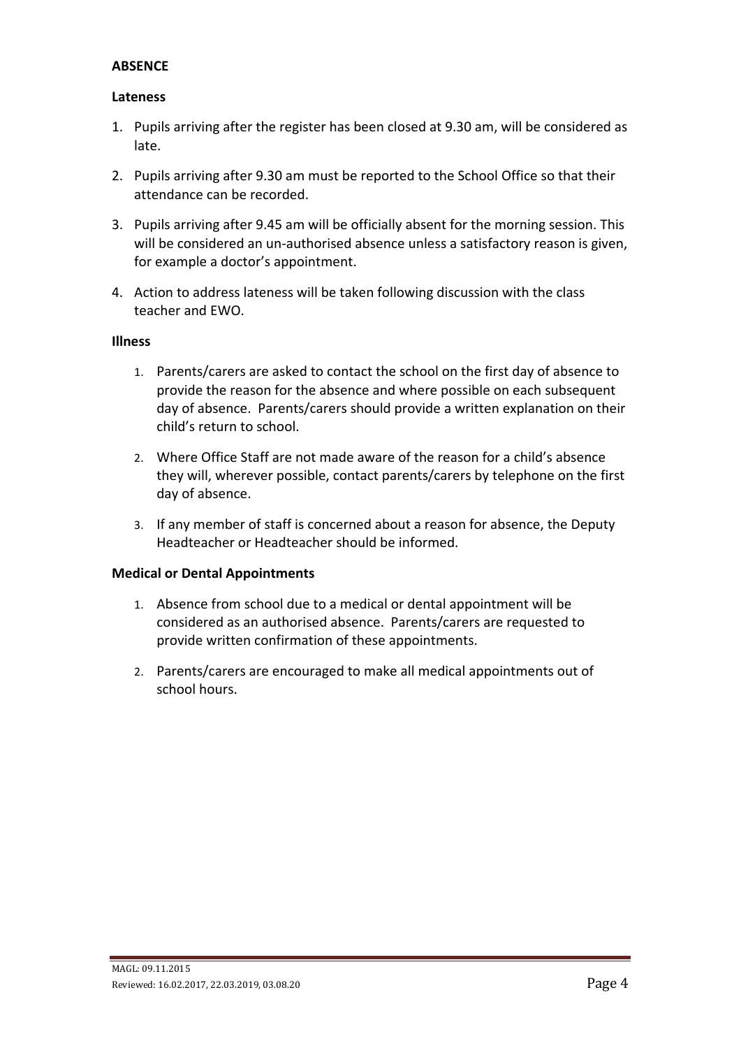**ABSENCE**

**Lateness**

1. Pupils arriving after the register has been closed at 9.30 am, will be considered as late.
2. Pupils arriving after 9.30 am must be reported to the School Office so that their attendance can be recorded.
3. Pupils arriving after 9.45 am will be officially absent for the morning session. This will be considered an un-authorised absence unless a satisfactory reason is given, for example a doctor's appointment.
4. Action to address lateness will be taken following discussion with the class teacher and EWO.

**Illness**

1. Parents/carers are asked to contact the school on the first day of absence to provide the reason for the absence and where possible on each subsequent day of absence. Parents/carers should provide a written explanation on their child's return to school.
2. Where Office Staff are not made aware of the reason for a child's absence they will, wherever possible, contact parents/carers by telephone on the first day of absence.
3. If any member of staff is concerned about a reason for absence, the Deputy Headteacher or Headteacher should be informed.

**Medical or Dental Appointments**

1. Absence from school due to a medical or dental appointment will be considered as an authorised absence. Parents/carers are requested to provide written confirmation of these appointments.
2. Parents/carers are encouraged to make all medical appointments out of school hours.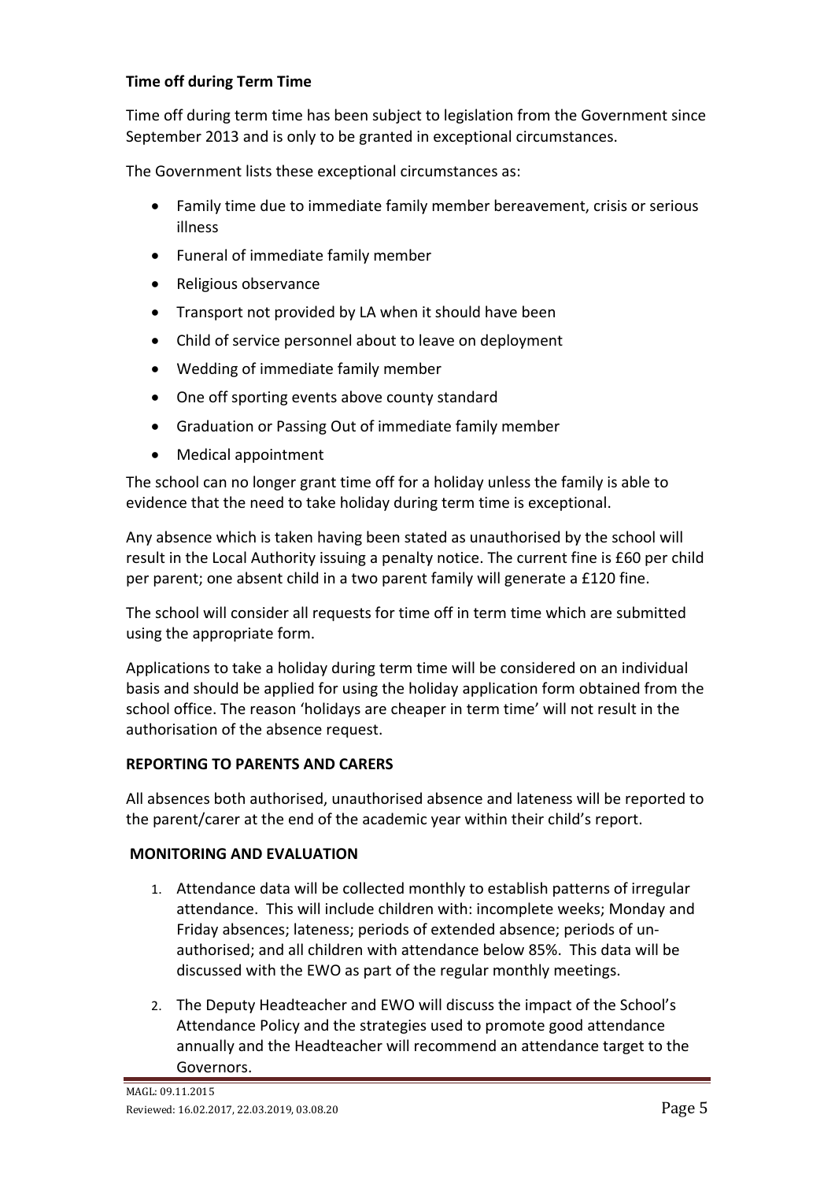**Time off during Term Time**

Time off during term time has been subject to legislation from the Government since September 2013 and is only to be granted in exceptional circumstances.

The Government lists these exceptional circumstances as:

- Family time due to immediate family member bereavement, crisis or serious illness
- Funeral of immediate family member
- Religious observance
- Transport not provided by LA when it should have been
- Child of service personnel about to leave on deployment
- Wedding of immediate family member
- One off sporting events above county standard
- Graduation or Passing Out of immediate family member
- Medical appointment

The school can no longer grant time off for a holiday unless the family is able to evidence that the need to take holiday during term time is exceptional.

Any absence which is taken having been stated as unauthorised by the school will result in the Local Authority issuing a penalty notice. The current fine is £60 per child per parent; one absent child in a two parent family will generate a £120 fine.

The school will consider all requests for time off in term time which are submitted using the appropriate form.

Applications to take a holiday during term time will be considered on an individual basis and should be applied for using the holiday application form obtained from the school office. The reason 'holidays are cheaper in term time' will not result in the authorisation of the absence request.

**REPORTING TO PARENTS AND CARERS**

All absences both authorised, unauthorised absence and lateness will be reported to the parent/carer at the end of the academic year within their child's report.

**MONITORING AND EVALUATION**

1. Attendance data will be collected monthly to establish patterns of irregular attendance. This will include children with: incomplete weeks; Monday and Friday absences; lateness; periods of extended absence; periods of un-authorised; and all children with attendance below 85%. This data will be discussed with the EWO as part of the regular monthly meetings.
2. The Deputy Headteacher and EWO will discuss the impact of the School's Attendance Policy and the strategies used to promote good attendance annually and the Headteacher will recommend an attendance target to the Governors.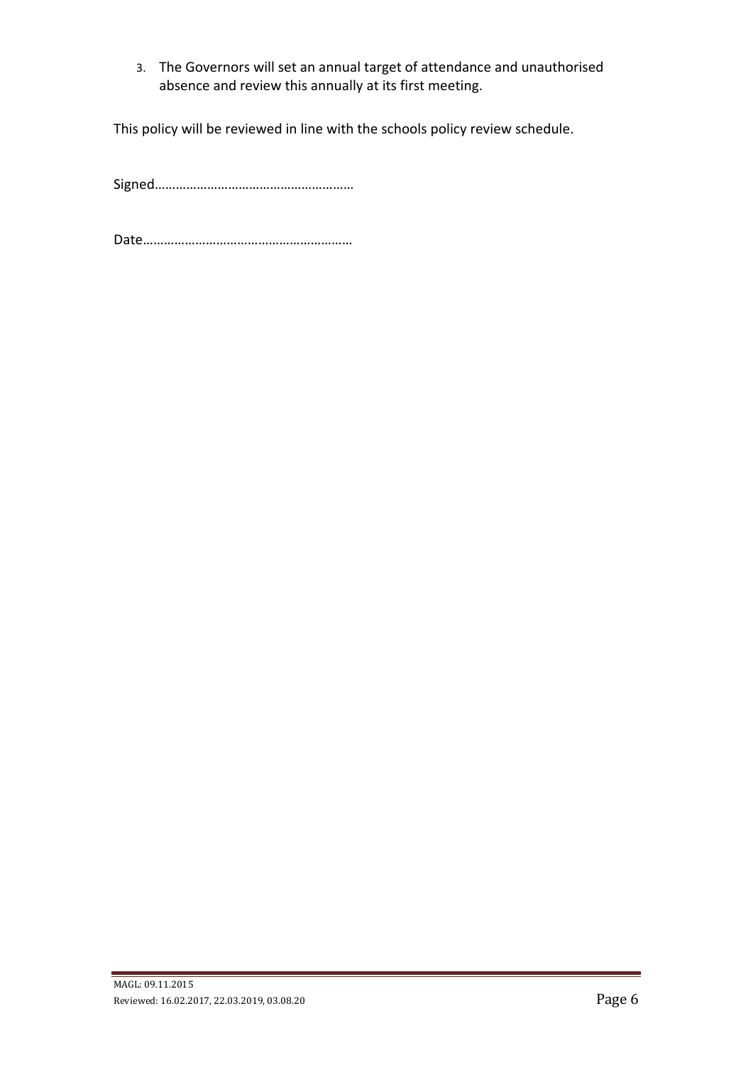3. The Governors will set an annual target of attendance and unauthorised absence and review this annually at its first meeting.

This policy will be reviewed in line with the schools policy review schedule.

Signed…………………………………………………

Date……………………………………………………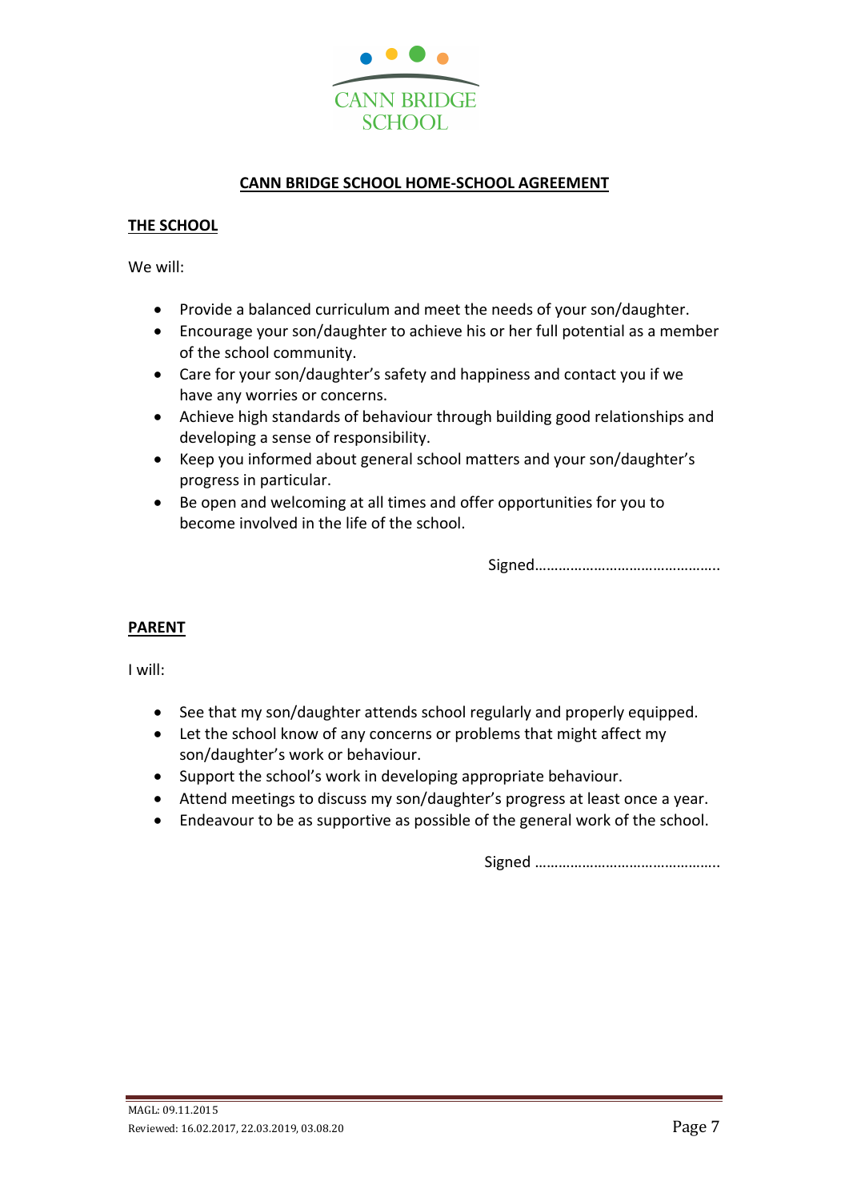CANN BRIDGE SCHOOL

# CANN BRIDGE SCHOOL HOME-SCHOOL AGREEMENT

## THE SCHOOL

We will:

- Provide a balanced curriculum and meet the needs of your son/daughter.
- Encourage your son/daughter to achieve his or her full potential as a member of the school community.
- Care for your son/daughter's safety and happiness and contact you if we have any worries or concerns.
- Achieve high standards of behaviour through building good relationships and developing a sense of responsibility.
- Keep you informed about general school matters and your son/daughter's progress in particular.
- Be open and welcoming at all times and offer opportunities for you to become involved in the life of the school.

Signed…………………………………………..

## PARENT

I will:

- See that my son/daughter attends school regularly and properly equipped.
- Let the school know of any concerns or problems that might affect my son/daughter's work or behaviour.
- Support the school's work in developing appropriate behaviour.
- Attend meetings to discuss my son/daughter's progress at least once a year.
- Endeavour to be as supportive as possible of the general work of the school.

Signed …………………………………………..

MAGL: 09.11.2015
Reviewed: 16.02.2017, 22.03.2019, 03.08.20